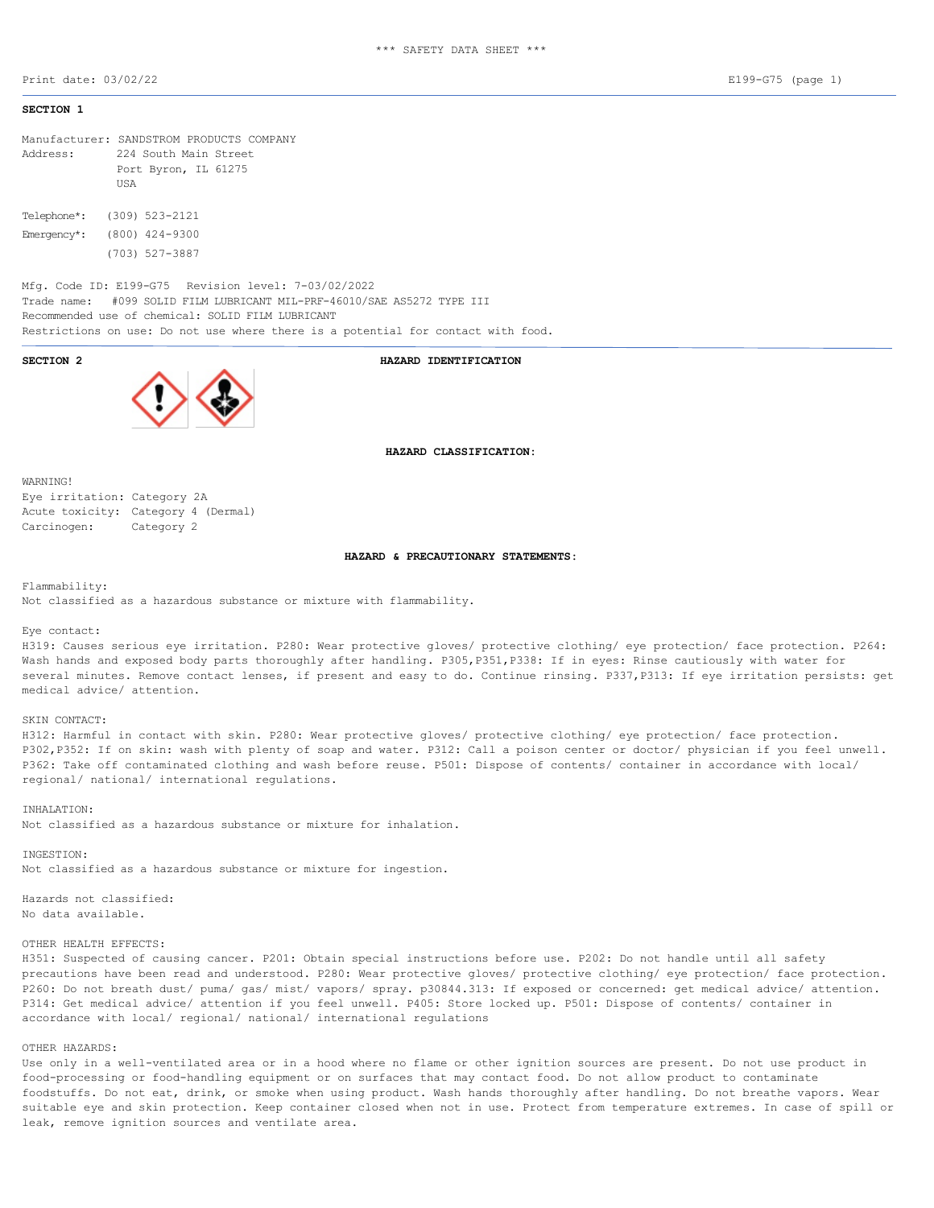\*\*\* SAFETY DATA SHEET \*\*\*

Print date: 03/02/22

E199-G75 (page 1)

**SECTION 1**

Manufacturer: SANDSTROM PRODUCTS COMPANY
Address: 224 South Main Street
Port Byron, IL 61275
USA

Telephone*: (309) 523-2121
Emergency*: (800) 424-9300
(703) 527-3887

Mfg. Code ID: E199-G75 Revision level: 7-03/02/2022
Trade name: #099 SOLID FILM LUBRICANT MIL-PRF-46010/SAE AS5272 TYPE III
Recommended use of chemical: SOLID FILM LUBRICANT
Restrictions on use: Do not use where there is a potential for contact with food.

**SECTION 2** **HAZARD IDENTIFICATION**

**HAZARD CLASSIFICATION:**

WARNING!
Eye irritation: Category 2A
Acute toxicity: Category 4 (Dermal)
Carcinogen: Category 2

**HAZARD & PRECAUTIONARY STATEMENTS:**

Flammability:
Not classified as a hazardous substance or mixture with flammability.

Eye contact:
H319: Causes serious eye irritation. P280: Wear protective gloves/ protective clothing/ eye protection/ face protection. P264: Wash hands and exposed body parts thoroughly after handling. P305,P351,P338: If in eyes: Rinse cautiously with water for several minutes. Remove contact lenses, if present and easy to do. Continue rinsing. P337,P313: If eye irritation persists: get medical advice/ attention.

SKIN CONTACT:
H312: Harmful in contact with skin. P280: Wear protective gloves/ protective clothing/ eye protection/ face protection. P302,P352: If on skin: wash with plenty of soap and water. P312: Call a poison center or doctor/ physician if you feel unwell. P362: Take off contaminated clothing and wash before reuse. P501: Dispose of contents/ container in accordance with local/ regional/ national/ international regulations.

INHALATION:
Not classified as a hazardous substance or mixture for inhalation.

INGESTION:
Not classified as a hazardous substance or mixture for ingestion.

Hazards not classified:
No data available.

OTHER HEALTH EFFECTS:
H351: Suspected of causing cancer. P201: Obtain special instructions before use. P202: Do not handle until all safety precautions have been read and understood. P280: Wear protective gloves/ protective clothing/ eye protection/ face protection. P260: Do not breath dust/ puma/ gas/ mist/ vapors/ spray. p30844.313: If exposed or concerned: get medical advice/ attention. P314: Get medical advice/ attention if you feel unwell. P405: Store locked up. P501: Dispose of contents/ container in accordance with local/ regional/ national/ international regulations

OTHER HAZARDS:
Use only in a well-ventilated area or in a hood where no flame or other ignition sources are present. Do not use product in food-processing or food-handling equipment or on surfaces that may contact food. Do not allow product to contaminate foodstuffs. Do not eat, drink, or smoke when using product. Wash hands thoroughly after handling. Do not breathe vapors. Wear suitable eye and skin protection. Keep container closed when not in use. Protect from temperature extremes. In case of spill or leak, remove ignition sources and ventilate area.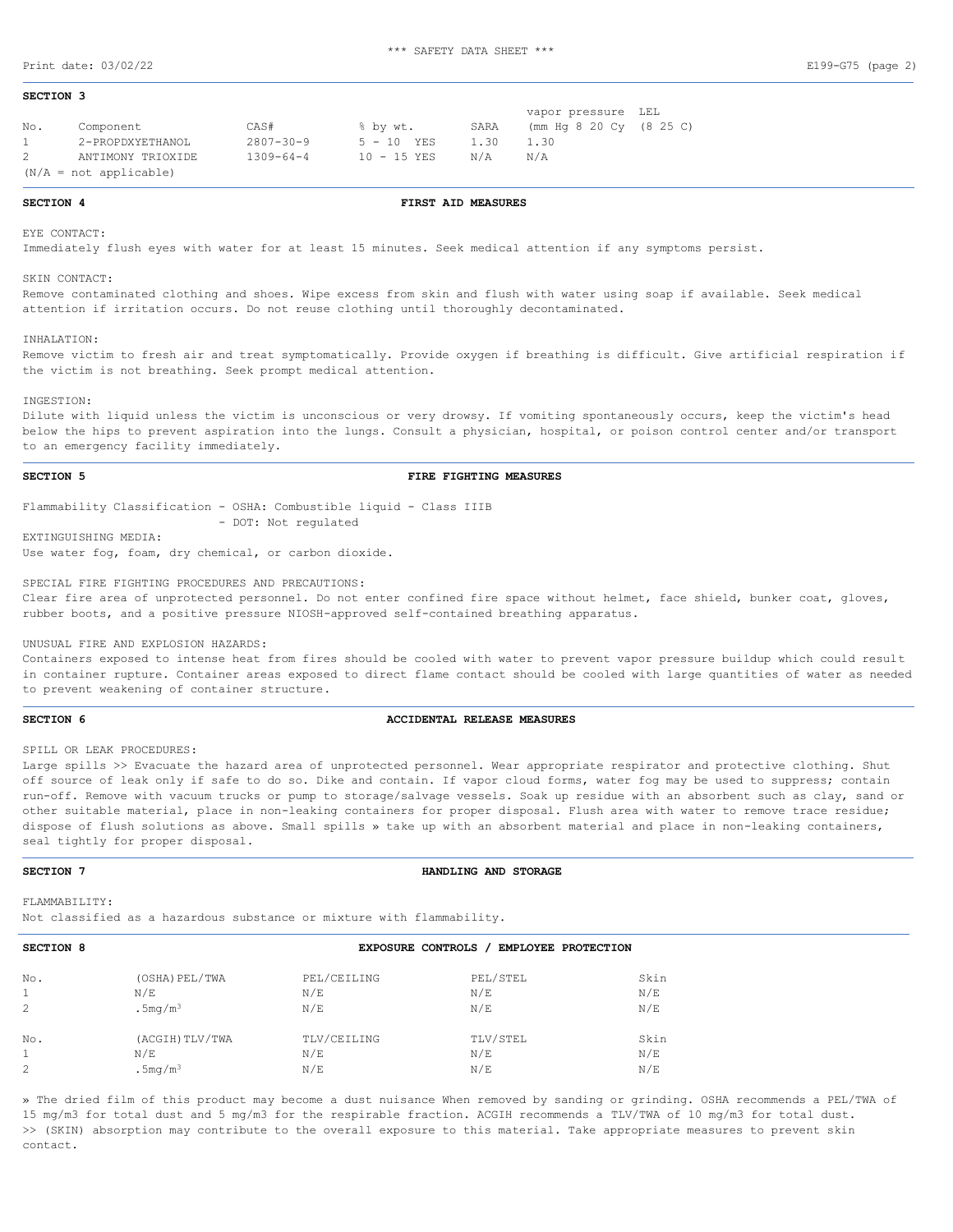## SECTION 3

| No. | Component | CAS# | % by wt. | SARA | vapor pressure (mm Hg 8 20 Cy | LEL (8 25 C) |
|---|---|---|---|---|---|---|
| 1 | 2-PROPDXYETHANOL | 2807-30-9 | 5 - 10 | YES | 1.30 | 1.30 |
| 2 | ANTIMONY TRIOXIDE | 1309-64-4 | 10 - 15 | YES | N/A | N/A |

(N/A = not applicable)

## SECTION 4 FIRST AID MEASURES

EYE CONTACT:

Immediately flush eyes with water for at least 15 minutes. Seek medical attention if any symptoms persist.

SKIN CONTACT:

Remove contaminated clothing and shoes. Wipe excess from skin and flush with water using soap if available. Seek medical attention if irritation occurs. Do not reuse clothing until thoroughly decontaminated.

INHALATION:

Remove victim to fresh air and treat symptomatically. Provide oxygen if breathing is difficult. Give artificial respiration if the victim is not breathing. Seek prompt medical attention.

INGESTION:

Dilute with liquid unless the victim is unconscious or very drowsy. If vomiting spontaneously occurs, keep the victim's head below the hips to prevent aspiration into the lungs. Consult a physician, hospital, or poison control center and/or transport to an emergency facility immediately.

## SECTION 5 FIRE FIGHTING MEASURES

Flammability Classification - OSHA: Combustible liquid - Class IIIB
- DOT: Not regulated

EXTINGUISHING MEDIA:

Use water fog, foam, dry chemical, or carbon dioxide.

SPECIAL FIRE FIGHTING PROCEDURES AND PRECAUTIONS:

Clear fire area of unprotected personnel. Do not enter confined fire space without helmet, face shield, bunker coat, gloves, rubber boots, and a positive pressure NIOSH-approved self-contained breathing apparatus.

UNUSUAL FIRE AND EXPLOSION HAZARDS:

Containers exposed to intense heat from fires should be cooled with water to prevent vapor pressure buildup which could result in container rupture. Container areas exposed to direct flame contact should be cooled with large quantities of water as needed to prevent weakening of container structure.

## SECTION 6 ACCIDENTAL RELEASE MEASURES

SPILL OR LEAK PROCEDURES:

Large spills >> Evacuate the hazard area of unprotected personnel. Wear appropriate respirator and protective clothing. Shut off source of leak only if safe to do so. Dike and contain. If vapor cloud forms, water fog may be used to suppress; contain run-off. Remove with vacuum trucks or pump to storage/salvage vessels. Soak up residue with an absorbent such as clay, sand or other suitable material, place in non-leaking containers for proper disposal. Flush area with water to remove trace residue; dispose of flush solutions as above. Small spills » take up with an absorbent material and place in non-leaking containers, seal tightly for proper disposal.

## SECTION 7 HANDLING AND STORAGE

FLAMMABILITY:

Not classified as a hazardous substance or mixture with flammability.

## SECTION 8 EXPOSURE CONTROLS / EMPLOYEE PROTECTION

| No. | (OSHA)PEL/TWA | PEL/CEILING | PEL/STEL | Skin |
|---|---|---|---|---|
| 1 | N/E | N/E | N/E | N/E |
| 2 | .5mg/m$^3$ | N/E | N/E | N/E |

| No. | (ACGIH)TLV/TWA | TLV/CEILING | TLV/STEL | Skin |
|---|---|---|---|---|
| 1 | N/E | N/E | N/E | N/E |
| 2 | .5mg/m$^3$ | N/E | N/E | N/E |

» The dried film of this product may become a dust nuisance When removed by sanding or grinding. OSHA recommends a PEL/TWA of 15 mg/m3 for total dust and 5 mg/m3 for the respirable fraction. ACGIH recommends a TLV/TWA of 10 mg/m3 for total dust.
>> (SKIN) absorption may contribute to the overall exposure to this material. Take appropriate measures to prevent skin contact.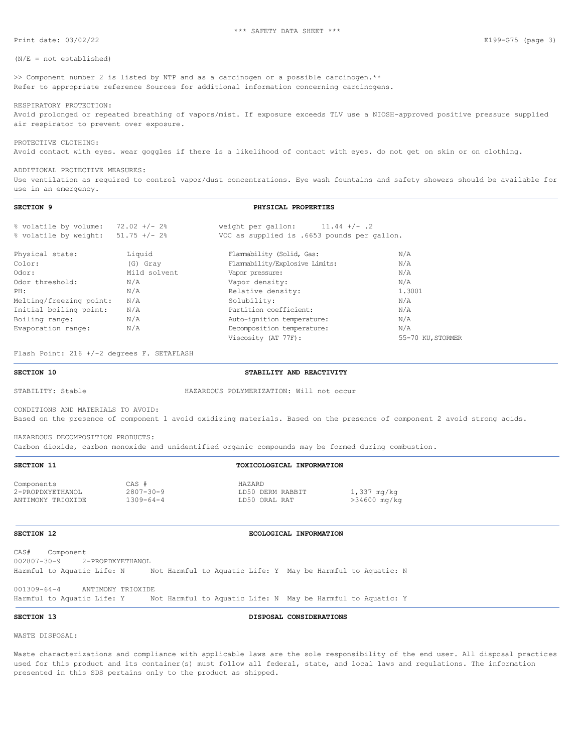(N/E = not established)

>> Component number 2 is listed by NTP and as a carcinogen or a possible carcinogen.**
Refer to appropriate reference Sources for additional information concerning carcinogens.

RESPIRATORY PROTECTION:
Avoid prolonged or repeated breathing of vapors/mist. If exposure exceeds TLV use a NIOSH-approved positive pressure supplied air respirator to prevent over exposure.

PROTECTIVE CLOTHING:
Avoid contact with eyes. wear goggles if there is a likelihood of contact with eyes. do not get on skin or on clothing.

ADDITIONAL PROTECTIVE MEASURES:
Use ventilation as required to control vapor/dust concentrations. Eye wash fountains and safety showers should be available for use in an emergency.

## SECTION 9 PHYSICAL PROPERTIES

% volatile by volume: 72.02 +/- 2%
% volatile by weight: 51.75 +/- 2%
weight per gallon: 11.44 +/- .2
VOC as supplied is .6653 pounds per gallon.

| Property | Value | Property | Value |
|---|---|---|---|
| Physical state: | Liquid | Flammability (Solid, Gas: | N/A |
| Color: | (G) Gray | Flammability/Explosive Limits: | N/A |
| Odor: | Mild solvent | Vapor pressure: | N/A |
| Odor threshold: | N/A | Vapor density: | N/A |
| PH: | N/A | Relative density: | 1.3001 |
| Melting/freezing point: | N/A | Solubility: | N/A |
| Initial boiling point: | N/A | Partition coefficient: | N/A |
| Boiling range: | N/A | Auto-ignition temperature: | N/A |
| Evaporation range: | N/A | Decomposition temperature: | N/A |
| | | Viscosity (AT 77F): | 55-70 KU,STORMER |

Flash Point: 216 +/-2 degrees F. SETAFLASH

## SECTION 10 STABILITY AND REACTIVITY

STABILITY: Stable HAZARDOUS POLYMERIZATION: Will not occur

CONDITIONS AND MATERIALS TO AVOID:
Based on the presence of component 1 avoid oxidizing materials. Based on the presence of component 2 avoid strong acids.

HAZARDOUS DECOMPOSITION PRODUCTS:
Carbon dioxide, carbon monoxide and unidentified organic compounds may be formed during combustion.

## SECTION 11 TOXICOLOGICAL INFORMATION

| Components | CAS # | HAZARD | |
|---|---|---|---|
| 2-PROPOXYETHANOL | 2807-30-9 | LD50 DERM RABBIT | 1,337 mg/kg |
| ANTIMONY TRIOXIDE | 1309-64-4 | LD50 ORAL RAT | >34600 mg/kg |

## SECTION 12 ECOLOGICAL INFORMATION

CAS# Component
002807-30-9 2-PROPOXYETHANOL
Harmful to Aquatic Life: N Not Harmful to Aquatic Life: Y May be Harmful to Aquatic: N

001309-64-4 ANTIMONY TRIOXIDE
Harmful to Aquatic Life: Y Not Harmful to Aquatic Life: N May be Harmful to Aquatic: Y

## SECTION 13 DISPOSAL CONSIDERATIONS

WASTE DISPOSAL:

Waste characterizations and compliance with applicable laws are the sole responsibility of the end user. All disposal practices used for this product and its container(s) must follow all federal, state, and local laws and regulations. The information presented in this SDS pertains only to the product as shipped.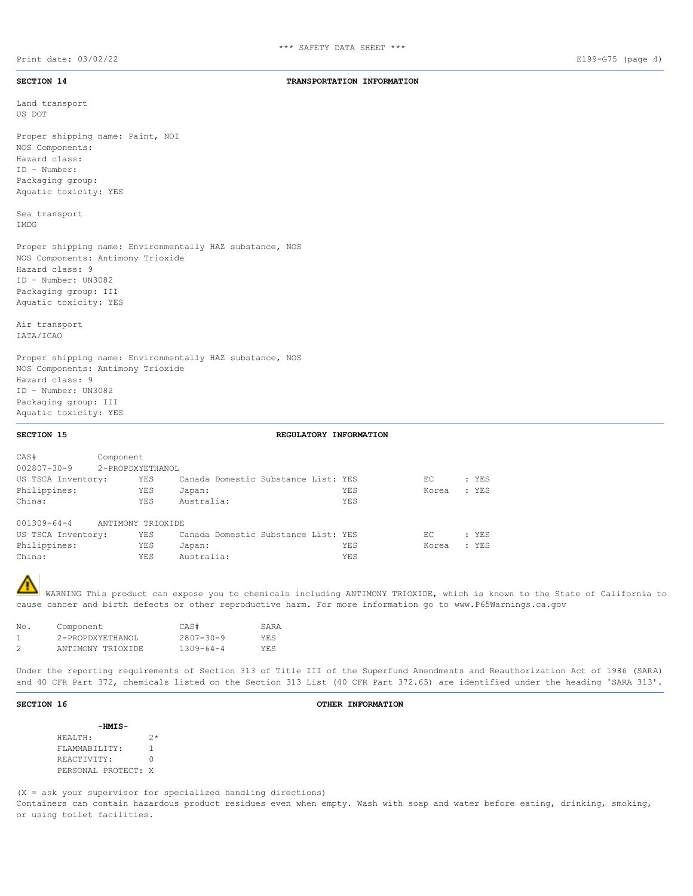## SECTION 14 TRANSPORTATION INFORMATION

Land transport
US DOT

Proper shipping name: Paint, NOI
NOS Components:
Hazard class:
ID - Number:
Packaging group:
Aquatic toxicity: YES

Sea transport
IMDG

Proper shipping name: Environmentally HAZ substance, NOS
NOS Components: Antimony Trioxide
Hazard class: 9
ID - Number: UN3082
Packaging group: III
Aquatic toxicity: YES

Air transport
IATA/ICAO

Proper shipping name: Environmentally HAZ substance, NOS
NOS Components: Antimony Trioxide
Hazard class: 9
ID - Number: UN3082
Packaging group: III
Aquatic toxicity: YES

## SECTION 15 REGULATORY INFORMATION

CAS# Component
002807-30-9 2-PROPDXYETHANOL

| | | | | | |
|---|---|---|---|---|---|
| US TSCA Inventory: | YES | Canada Domestic Substance List: | YES | EC | : YES |
| Philippines: | YES | Japan: | YES | Korea | : YES |
| China: | YES | Australia: | YES | | |

001309-64-4 ANTIMONY TRIOXIDE

| | | | | | |
|---|---|---|---|---|---|
| US TSCA Inventory: | YES | Canada Domestic Substance List: | YES | EC | : YES |
| Philippines: | YES | Japan: | YES | Korea | : YES |
| China: | YES | Australia: | YES | | |

⚠ WARNING This product can expose you to chemicals including ANTIMONY TRIOXIDE, which is known to the State of California to cause cancer and birth defects or other reproductive harm. For more information go to www.P65Warnings.ca.gov

| No. | Component | CAS# | SARA |
|---|---|---|---|
| 1 | 2-PROPDXYETHANOL | 2807-30-9 | YES |
| 2 | ANTIMONY TRIOXIDE | 1309-64-4 | YES |

Under the reporting requirements of Section 313 of Title III of the Superfund Amendments and Reauthorization Act of 1986 (SARA) and 40 CFR Part 372, chemicals listed on the Section 313 List (40 CFR Part 372.65) are identified under the heading 'SARA 313'.

## SECTION 16 OTHER INFORMATION

**-HMIS-**

| | |
|---|---|
| HEALTH: | 2* |
| FLAMMABILITY: | 1 |
| REACTIVITY: | 0 |
| PERSONAL PROTECT: | X |

(X = ask your supervisor for specialized handling directions)
Containers can contain hazardous product residues even when empty. Wash with soap and water before eating, drinking, smoking, or using toilet facilities.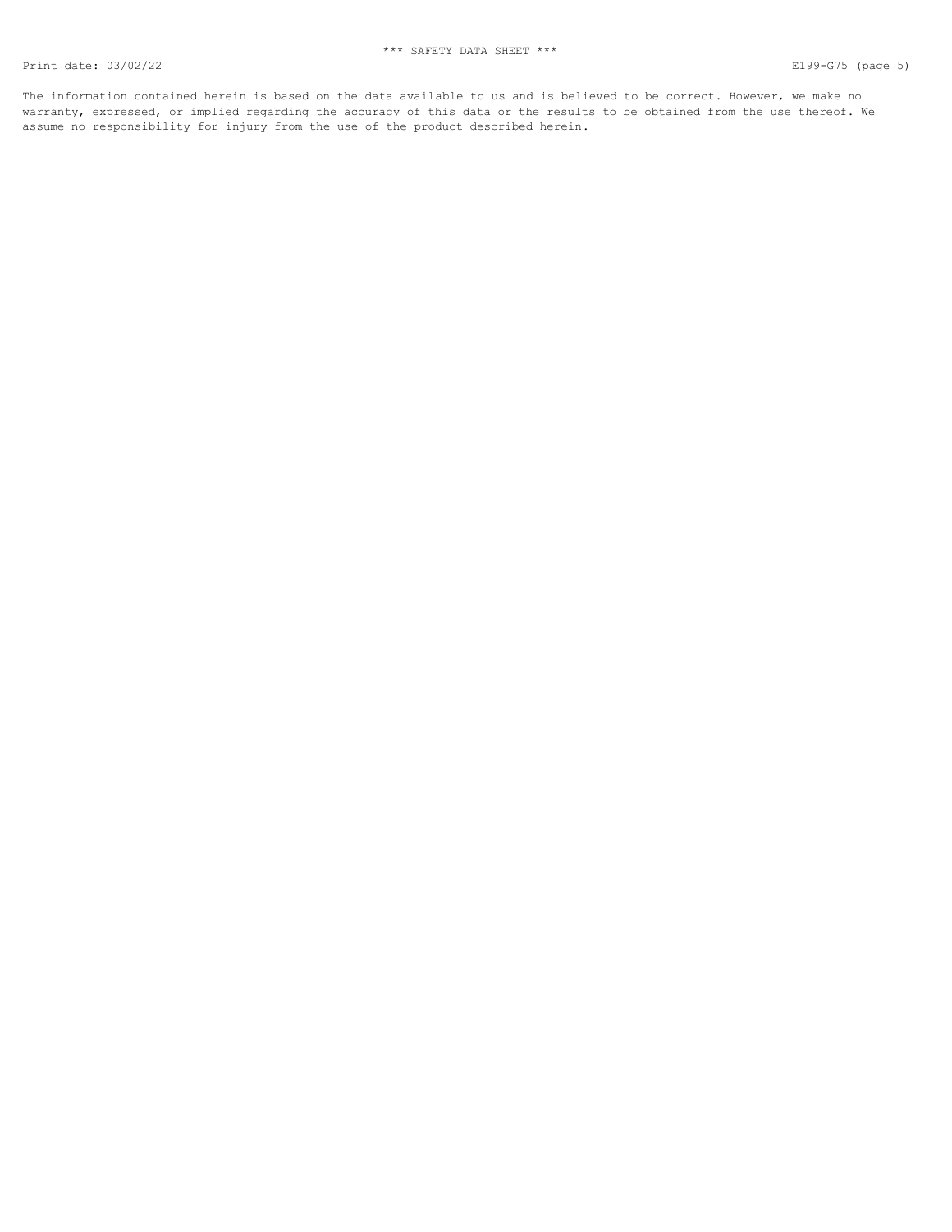The information contained herein is based on the data available to us and is believed to be correct. However, we make no warranty, expressed, or implied regarding the accuracy of this data or the results to be obtained from the use thereof. We assume no responsibility for injury from the use of the product described herein.